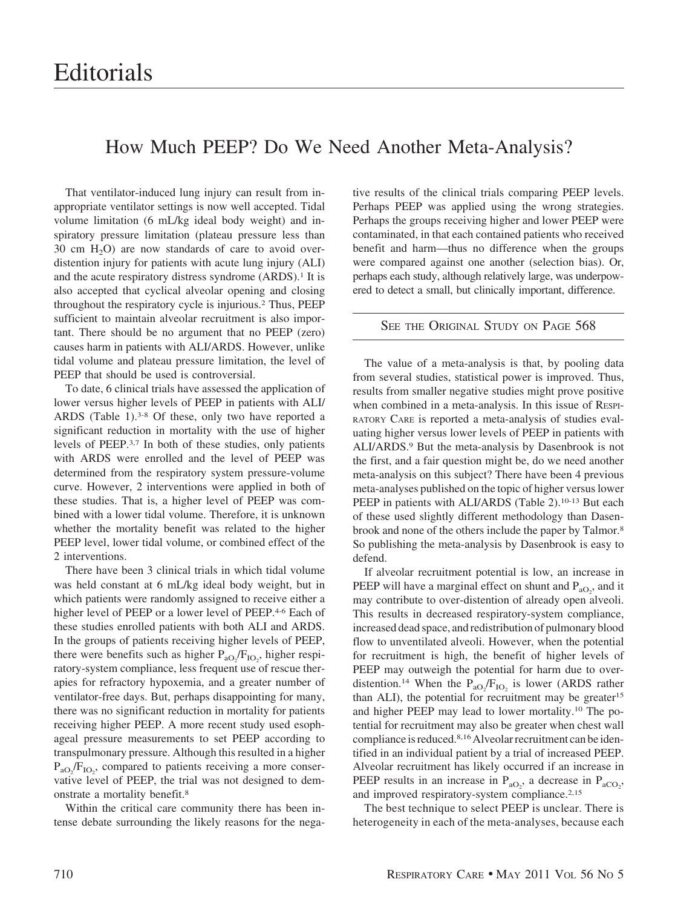# Editorials

## How Much PEEP? Do We Need Another Meta-Analysis?

That ventilator-induced lung injury can result from inappropriate ventilator settings is now well accepted. Tidal volume limitation (6 mL/kg ideal body weight) and inspiratory pressure limitation (plateau pressure less than 30 cm $H_2O$) are now standards of care to avoid over-distention injury for patients with acute lung injury (ALI) and the acute respiratory distress syndrome (ARDS).[1] It is also accepted that cyclical alveolar opening and closing throughout the respiratory cycle is injurious.[2] Thus, PEEP sufficient to maintain alveolar recruitment is also important. There should be no argument that no PEEP (zero) causes harm in patients with ALI/ARDS. However, unlike tidal volume and plateau pressure limitation, the level of PEEP that should be used is controversial.

To date, 6 clinical trials have assessed the application of lower versus higher levels of PEEP in patients with ALI/ARDS (Table 1).[3-8] Of these, only two have reported a significant reduction in mortality with the use of higher levels of PEEP.[3,7] In both of these studies, only patients with ARDS were enrolled and the level of PEEP was determined from the respiratory system pressure-volume curve. However, 2 interventions were applied in both of these studies. That is, a higher level of PEEP was combined with a lower tidal volume. Therefore, it is unknown whether the mortality benefit was related to the higher PEEP level, lower tidal volume, or combined effect of the 2 interventions.

There have been 3 clinical trials in which tidal volume was held constant at 6 mL/kg ideal body weight, but in which patients were randomly assigned to receive either a higher level of PEEP or a lower level of PEEP.[4-6] Each of these studies enrolled patients with both ALI and ARDS. In the groups of patients receiving higher levels of PEEP, there were benefits such as higher $P_{aO_2}/F_{IO_2}$, higher respiratory-system compliance, less frequent use of rescue therapies for refractory hypoxemia, and a greater number of ventilator-free days. But, perhaps disappointing for many, there was no significant reduction in mortality for patients receiving higher PEEP. A more recent study used esophageal pressure measurements to set PEEP according to transpulmonary pressure. Although this resulted in a higher $P_{aO_2}/F_{IO_2}$, compared to patients receiving a more conservative level of PEEP, the trial was not designed to demonstrate a mortality benefit.[8]

Within the critical care community there has been intense debate surrounding the likely reasons for the negative results of the clinical trials comparing PEEP levels. Perhaps PEEP was applied using the wrong strategies. Perhaps the groups receiving higher and lower PEEP were contaminated, in that each contained patients who received benefit and harm—thus no difference when the groups were compared against one another (selection bias). Or, perhaps each study, although relatively large, was underpowered to detect a small, but clinically important, difference.

SEE THE ORIGINAL STUDY ON PAGE 568

The value of a meta-analysis is that, by pooling data from several studies, statistical power is improved. Thus, results from smaller negative studies might prove positive when combined in a meta-analysis. In this issue of RESPIRATORY CARE is reported a meta-analysis of studies evaluating higher versus lower levels of PEEP in patients with ALI/ARDS.[9] But the meta-analysis by Dasenbrook is not the first, and a fair question might be, do we need another meta-analysis on this subject? There have been 4 previous meta-analyses published on the topic of higher versus lower PEEP in patients with ALI/ARDS (Table 2).[10-13] But each of these used slightly different methodology than Dasenbrook and none of the others include the paper by Talmor.[8] So publishing the meta-analysis by Dasenbrook is easy to defend.

If alveolar recruitment potential is low, an increase in PEEP will have a marginal effect on shunt and $P_{aO_2}$, and it may contribute to over-distention of already open alveoli. This results in decreased respiratory-system compliance, increased dead space, and redistribution of pulmonary blood flow to unventilated alveoli. However, when the potential for recruitment is high, the benefit of higher levels of PEEP may outweigh the potential for harm due to over-distention.[14] When the $P_{aO_2}/F_{IO_2}$ is lower (ARDS rather than ALI), the potential for recruitment may be greater[15] and higher PEEP may lead to lower mortality.[10] The potential for recruitment may also be greater when chest wall compliance is reduced.[8,16] Alveolar recruitment can be identified in an individual patient by a trial of increased PEEP. Alveolar recruitment has likely occurred if an increase in PEEP results in an increase in $P_{aO_2}$, a decrease in $P_{aCO_2}$, and improved respiratory-system compliance.[2,15]

The best technique to select PEEP is unclear. There is heterogeneity in each of the meta-analyses, because each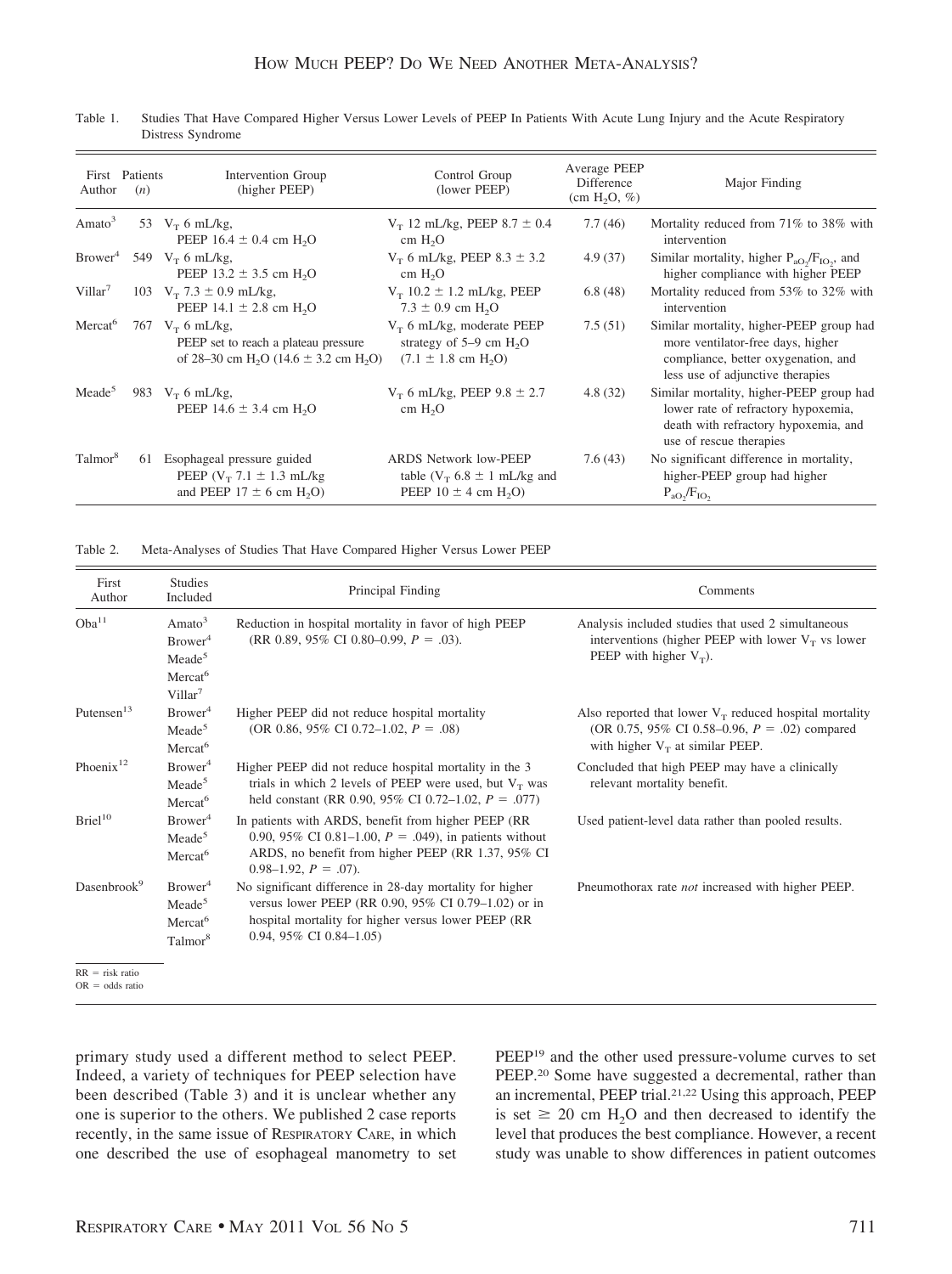Table 1. Studies That Have Compared Higher Versus Lower Levels of PEEP In Patients With Acute Lung Injury and the Acute Respiratory Distress Syndrome

| First Author | Patients (n) | Intervention Group (higher PEEP) | Control Group (lower PEEP) | Average PEEP Difference (cm $H_2O$, %) | Major Finding |
|---|---|---|---|---|---|
| Amato[3] | 53 | $V_T$ 6 mL/kg, PEEP 16.4 ± 0.4 cm $H_2O$ | $V_T$ 12 mL/kg, PEEP 8.7 ± 0.4 cm $H_2O$ | 7.7 (46) | Mortality reduced from 71% to 38% with intervention |
| Brower[4] | 549 | $V_T$ 6 mL/kg, PEEP 13.2 ± 3.5 cm $H_2O$ | $V_T$ 6 mL/kg, PEEP 8.3 ± 3.2 cm $H_2O$ | 4.9 (37) | Similar mortality, higher $P_{aO_2}/F_{IO_2}$, and higher compliance with higher PEEP |
| Villar[7] | 103 | $V_T$ 7.3 ± 0.9 mL/kg, PEEP 14.1 ± 2.8 cm $H_2O$ | $V_T$ 10.2 ± 1.2 mL/kg, PEEP 7.3 ± 0.9 cm $H_2O$ | 6.8 (48) | Mortality reduced from 53% to 32% with intervention |
| Mercat[6] | 767 | $V_T$ 6 mL/kg, PEEP set to reach a plateau pressure of 28–30 cm $H_2O$ (14.6 ± 3.2 cm $H_2O$) | $V_T$ 6 mL/kg, moderate PEEP strategy of 5–9 cm $H_2O$ (7.1 ± 1.8 cm $H_2O$) | 7.5 (51) | Similar mortality, higher-PEEP group had more ventilator-free days, higher compliance, better oxygenation, and less use of adjunctive therapies |
| Meade[5] | 983 | $V_T$ 6 mL/kg, PEEP 14.6 ± 3.4 cm $H_2O$ | $V_T$ 6 mL/kg, PEEP 9.8 ± 2.7 cm $H_2O$ | 4.8 (32) | Similar mortality, higher-PEEP group had lower rate of refractory hypoxemia, death with refractory hypoxemia, and use of rescue therapies |
| Talmor[8] | 61 | Esophageal pressure guided PEEP ($V_T$ 7.1 ± 1.3 mL/kg and PEEP 17 ± 6 cm $H_2O$) | ARDS Network low-PEEP table ($V_T$ 6.8 ± 1 mL/kg and PEEP 10 ± 4 cm $H_2O$) | 7.6 (43) | No significant difference in mortality, higher-PEEP group had higher $P_{aO_2}/F_{IO_2}$ |

Table 2. Meta-Analyses of Studies That Have Compared Higher Versus Lower PEEP

| First Author | Studies Included | Principal Finding | Comments |
|---|---|---|---|
| Oba[11] | Amato[3] Brower[4] Meade[5] Mercat[6] Villar[7] | Reduction in hospital mortality in favor of high PEEP (RR 0.89, 95% CI 0.80–0.99, $P$ = .03). | Analysis included studies that used 2 simultaneous interventions (higher PEEP with lower $V_T$ vs lower PEEP with higher $V_T$). |
| Putensen[13] | Brower[4] Meade[5] Mercat[6] | Higher PEEP did not reduce hospital mortality (OR 0.86, 95% CI 0.72–1.02, $P$ = .08) | Also reported that lower $V_T$ reduced hospital mortality (OR 0.75, 95% CI 0.58–0.96, $P$ = .02) compared with higher $V_T$ at similar PEEP. |
| Phoenix[12] | Brower[4] Meade[5] Mercat[6] | Higher PEEP did not reduce hospital mortality in the 3 trials in which 2 levels of PEEP were used, but $V_T$ was held constant (RR 0.90, 95% CI 0.72–1.02, $P$ = .077) | Concluded that high PEEP may have a clinically relevant mortality benefit. |
| Briel[10] | Brower[4] Meade[5] Mercat[6] | In patients with ARDS, benefit from higher PEEP (RR 0.90, 95% CI 0.81–1.00, $P$ = .049), in patients without ARDS, no benefit from higher PEEP (RR 1.37, 95% CI 0.98–1.92, $P$ = .07). | Used patient-level data rather than pooled results. |
| Dasenbrook[9] | Brower[4] Meade[5] Mercat[6] Talmor[8] | No significant difference in 28-day mortality for higher versus lower PEEP (RR 0.90, 95% CI 0.79–1.02) or in hospital mortality for higher versus lower PEEP (RR 0.94, 95% CI 0.84–1.05) | Pneumothorax rate *not* increased with higher PEEP. |

RR = risk ratio
OR = odds ratio

primary study used a different method to select PEEP. Indeed, a variety of techniques for PEEP selection have been described (Table 3) and it is unclear whether any one is superior to the others. We published 2 case reports recently, in the same issue of Respiratory Care, in which one described the use of esophageal manometry to set PEEP[19] and the other used pressure-volume curves to set PEEP.[20] Some have suggested a decremental, rather than an incremental, PEEP trial.[21,22] Using this approach, PEEP is set ≥ 20 cm $H_2O$ and then decreased to identify the level that produces the best compliance. However, a recent study was unable to show differences in patient outcomes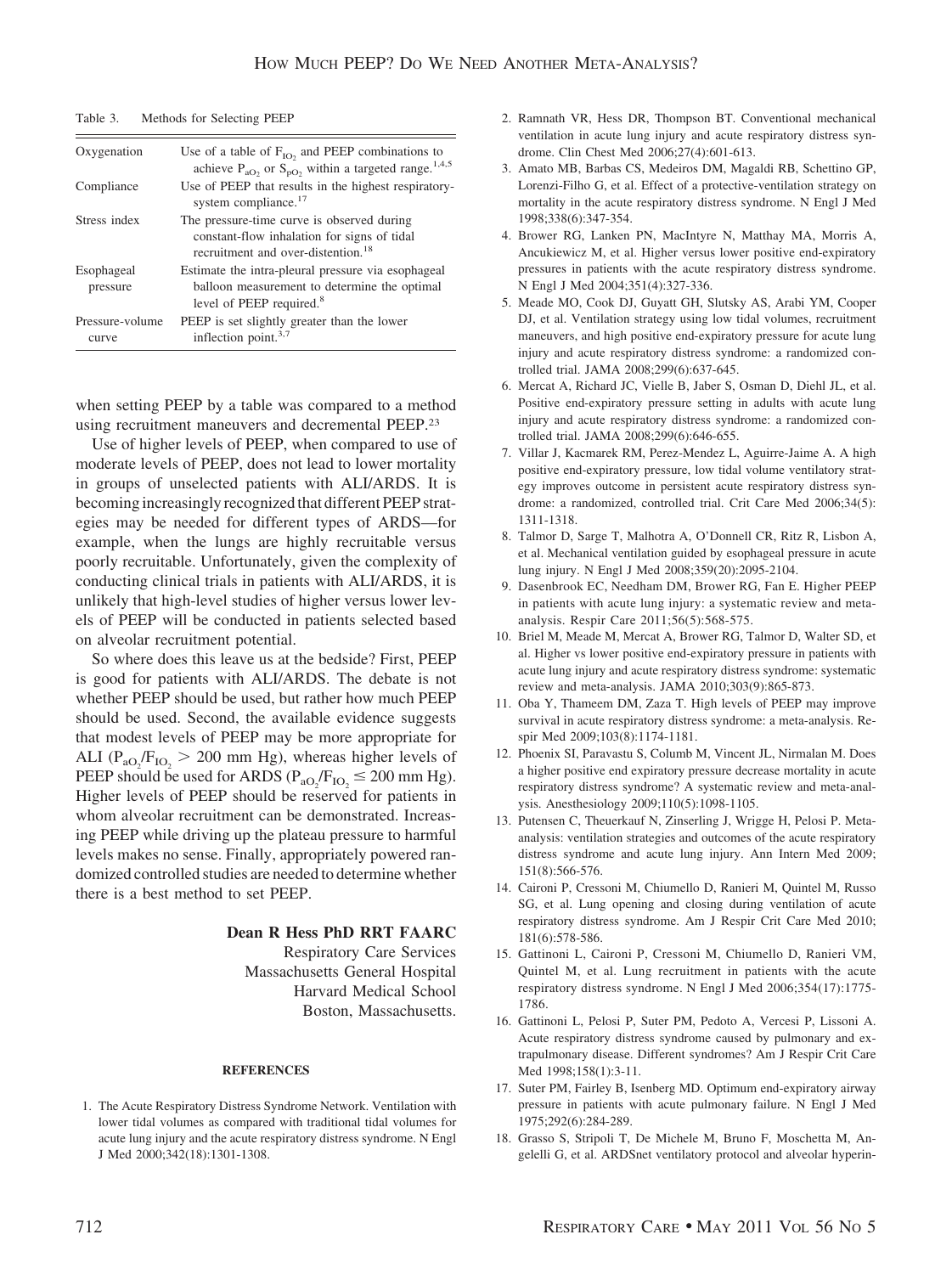Table 3. Methods for Selecting PEEP

| | |
|---|---|
| Oxygenation | Use of a table of $F_{IO_2}$ and PEEP combinations to achieve $P_{aO_2}$ or $S_{pO_2}$ within a targeted range.[1,4,5] |
| Compliance | Use of PEEP that results in the highest respiratory-system compliance.[17] |
| Stress index | The pressure-time curve is observed during constant-flow inhalation for signs of tidal recruitment and over-distention.[18] |
| Esophageal pressure | Estimate the intra-pleural pressure via esophageal balloon measurement to determine the optimal level of PEEP required.[8] |
| Pressure-volume curve | PEEP is set slightly greater than the lower inflection point.[3,7] |

when setting PEEP by a table was compared to a method using recruitment maneuvers and decremental PEEP.[23]

Use of higher levels of PEEP, when compared to use of moderate levels of PEEP, does not lead to lower mortality in groups of unselected patients with ALI/ARDS. It is becoming increasingly recognized that different PEEP strategies may be needed for different types of ARDS—for example, when the lungs are highly recruitable versus poorly recruitable. Unfortunately, given the complexity of conducting clinical trials in patients with ALI/ARDS, it is unlikely that high-level studies of higher versus lower levels of PEEP will be conducted in patients selected based on alveolar recruitment potential.

So where does this leave us at the bedside? First, PEEP is good for patients with ALI/ARDS. The debate is not whether PEEP should be used, but rather how much PEEP should be used. Second, the available evidence suggests that modest levels of PEEP may be more appropriate for ALI ($P_{aO_2}/F_{IO_2} > 200$ mm Hg), whereas higher levels of PEEP should be used for ARDS ($P_{aO_2}/F_{IO_2} \leq 200$ mm Hg). Higher levels of PEEP should be reserved for patients in whom alveolar recruitment can be demonstrated. Increasing PEEP while driving up the plateau pressure to harmful levels makes no sense. Finally, appropriately powered randomized controlled studies are needed to determine whether there is a best method to set PEEP.

**Dean R Hess PhD RRT FAARC**
Respiratory Care Services
Massachusetts General Hospital
Harvard Medical School
Boston, Massachusetts.

#### REFERENCES

1. The Acute Respiratory Distress Syndrome Network. Ventilation with lower tidal volumes as compared with traditional tidal volumes for acute lung injury and the acute respiratory distress syndrome. N Engl J Med 2000;342(18):1301-1308.
2. Ramnath VR, Hess DR, Thompson BT. Conventional mechanical ventilation in acute lung injury and acute respiratory distress syndrome. Clin Chest Med 2006;27(4):601-613.
3. Amato MB, Barbas CS, Medeiros DM, Magaldi RB, Schettino GP, Lorenzi-Filho G, et al. Effect of a protective-ventilation strategy on mortality in the acute respiratory distress syndrome. N Engl J Med 1998;338(6):347-354.
4. Brower RG, Lanken PN, MacIntyre N, Matthay MA, Morris A, Ancukiewicz M, et al. Higher versus lower positive end-expiratory pressures in patients with the acute respiratory distress syndrome. N Engl J Med 2004;351(4):327-336.
5. Meade MO, Cook DJ, Guyatt GH, Slutsky AS, Arabi YM, Cooper DJ, et al. Ventilation strategy using low tidal volumes, recruitment maneuvers, and high positive end-expiratory pressure for acute lung injury and acute respiratory distress syndrome: a randomized controlled trial. JAMA 2008;299(6):637-645.
6. Mercat A, Richard JC, Vielle B, Jaber S, Osman D, Diehl JL, et al. Positive end-expiratory pressure setting in adults with acute lung injury and acute respiratory distress syndrome: a randomized controlled trial. JAMA 2008;299(6):646-655.
7. Villar J, Kacmarek RM, Perez-Mendez L, Aguirre-Jaime A. A high positive end-expiratory pressure, low tidal volume ventilatory strategy improves outcome in persistent acute respiratory distress syndrome: a randomized, controlled trial. Crit Care Med 2006;34(5):1311-1318.
8. Talmor D, Sarge T, Malhotra A, O'Donnell CR, Ritz R, Lisbon A, et al. Mechanical ventilation guided by esophageal pressure in acute lung injury. N Engl J Med 2008;359(20):2095-2104.
9. Dasenbrook EC, Needham DM, Brower RG, Fan E. Higher PEEP in patients with acute lung injury: a systematic review and meta-analysis. Respir Care 2011;56(5):568-575.
10. Briel M, Meade M, Mercat A, Brower RG, Talmor D, Walter SD, et al. Higher vs lower positive end-expiratory pressure in patients with acute lung injury and acute respiratory distress syndrome: systematic review and meta-analysis. JAMA 2010;303(9):865-873.
11. Oba Y, Thameem DM, Zaza T. High levels of PEEP may improve survival in acute respiratory distress syndrome: a meta-analysis. Respir Med 2009;103(8):1174-1181.
12. Phoenix SI, Paravastu S, Columb M, Vincent JL, Nirmalan M. Does a higher positive end expiratory pressure decrease mortality in acute respiratory distress syndrome? A systematic review and meta-analysis. Anesthesiology 2009;110(5):1098-1105.
13. Putensen C, Theuerkauf N, Zinserling J, Wrigge H, Pelosi P. Meta-analysis: ventilation strategies and outcomes of the acute respiratory distress syndrome and acute lung injury. Ann Intern Med 2009;151(8):566-576.
14. Caironi P, Cressoni M, Chiumello D, Ranieri M, Quintel M, Russo SG, et al. Lung opening and closing during ventilation of acute respiratory distress syndrome. Am J Respir Crit Care Med 2010;181(6):578-586.
15. Gattinoni L, Caironi P, Cressoni M, Chiumello D, Ranieri VM, Quintel M, et al. Lung recruitment in patients with the acute respiratory distress syndrome. N Engl J Med 2006;354(17):1775-1786.
16. Gattinoni L, Pelosi P, Suter PM, Pedoto A, Vercesi P, Lissoni A. Acute respiratory distress syndrome caused by pulmonary and extrapulmonary disease. Different syndromes? Am J Respir Crit Care Med 1998;158(1):3-11.
17. Suter PM, Fairley B, Isenberg MD. Optimum end-expiratory airway pressure in patients with acute pulmonary failure. N Engl J Med 1975;292(6):284-289.
18. Grasso S, Stripoli T, De Michele M, Bruno F, Moschetta M, Angelelli G, et al. ARDSnet ventilatory protocol and alveolar hyperin-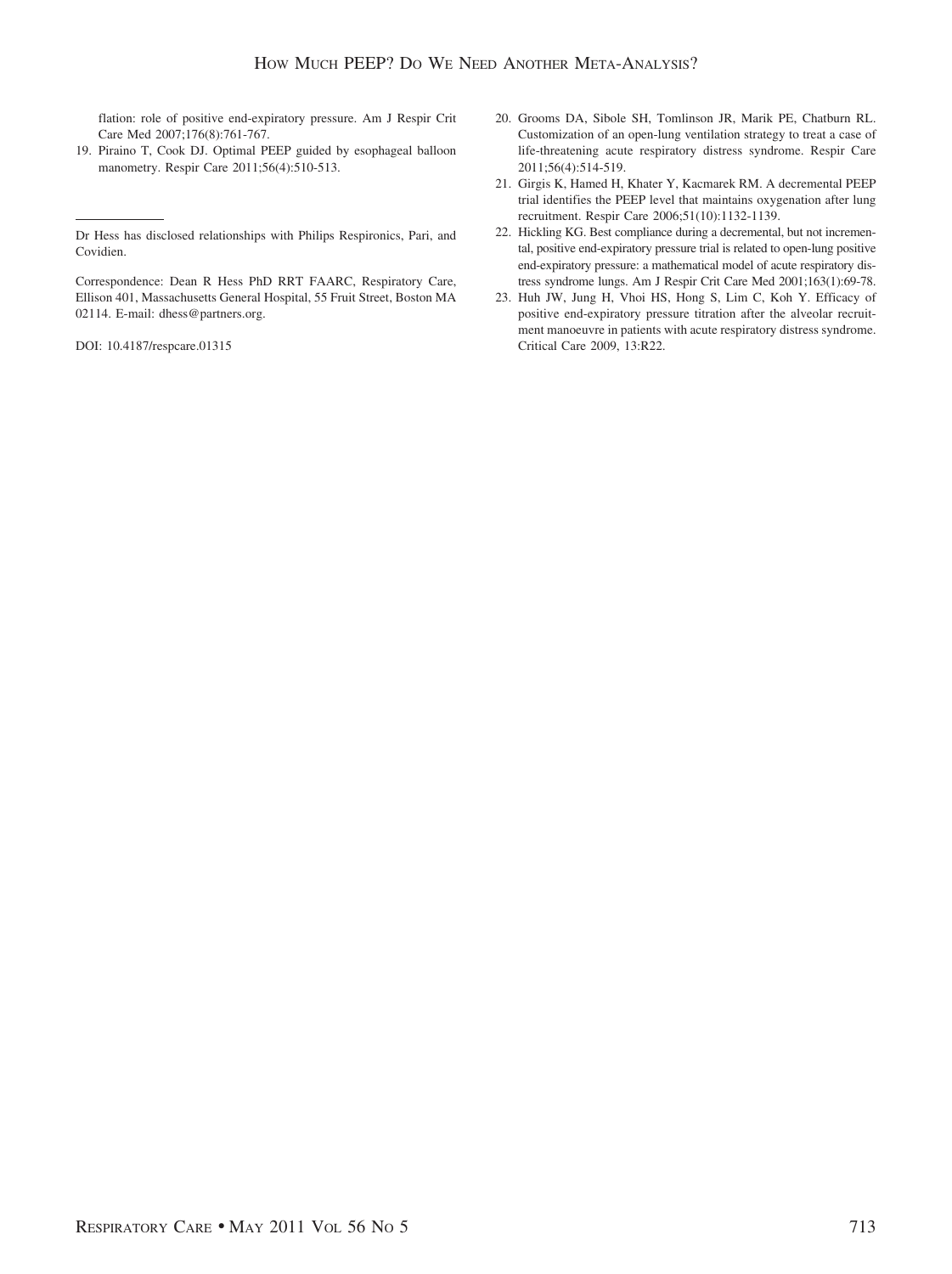flation: role of positive end-expiratory pressure. Am J Respir Crit Care Med 2007;176(8):761-767.

19. Piraino T, Cook DJ. Optimal PEEP guided by esophageal balloon manometry. Respir Care 2011;56(4):510-513.

20. Grooms DA, Sibole SH, Tomlinson JR, Marik PE, Chatburn RL. Customization of an open-lung ventilation strategy to treat a case of life-threatening acute respiratory distress syndrome. Respir Care 2011;56(4):514-519.

21. Girgis K, Hamed H, Khater Y, Kacmarek RM. A decremental PEEP trial identifies the PEEP level that maintains oxygenation after lung recruitment. Respir Care 2006;51(10):1132-1139.

22. Hickling KG. Best compliance during a decremental, but not incremental, positive end-expiratory pressure trial is related to open-lung positive end-expiratory pressure: a mathematical model of acute respiratory distress syndrome lungs. Am J Respir Crit Care Med 2001;163(1):69-78.

23. Huh JW, Jung H, Vhoi HS, Hong S, Lim C, Koh Y. Efficacy of positive end-expiratory pressure titration after the alveolar recruitment manoeuvre in patients with acute respiratory distress syndrome. Critical Care 2009, 13:R22.

---

Dr Hess has disclosed relationships with Philips Respironics, Pari, and Covidien.

Correspondence: Dean R Hess PhD RRT FAARC, Respiratory Care, Ellison 401, Massachusetts General Hospital, 55 Fruit Street, Boston MA 02114. E-mail: dhess@partners.org.

DOI: 10.4187/respcare.01315